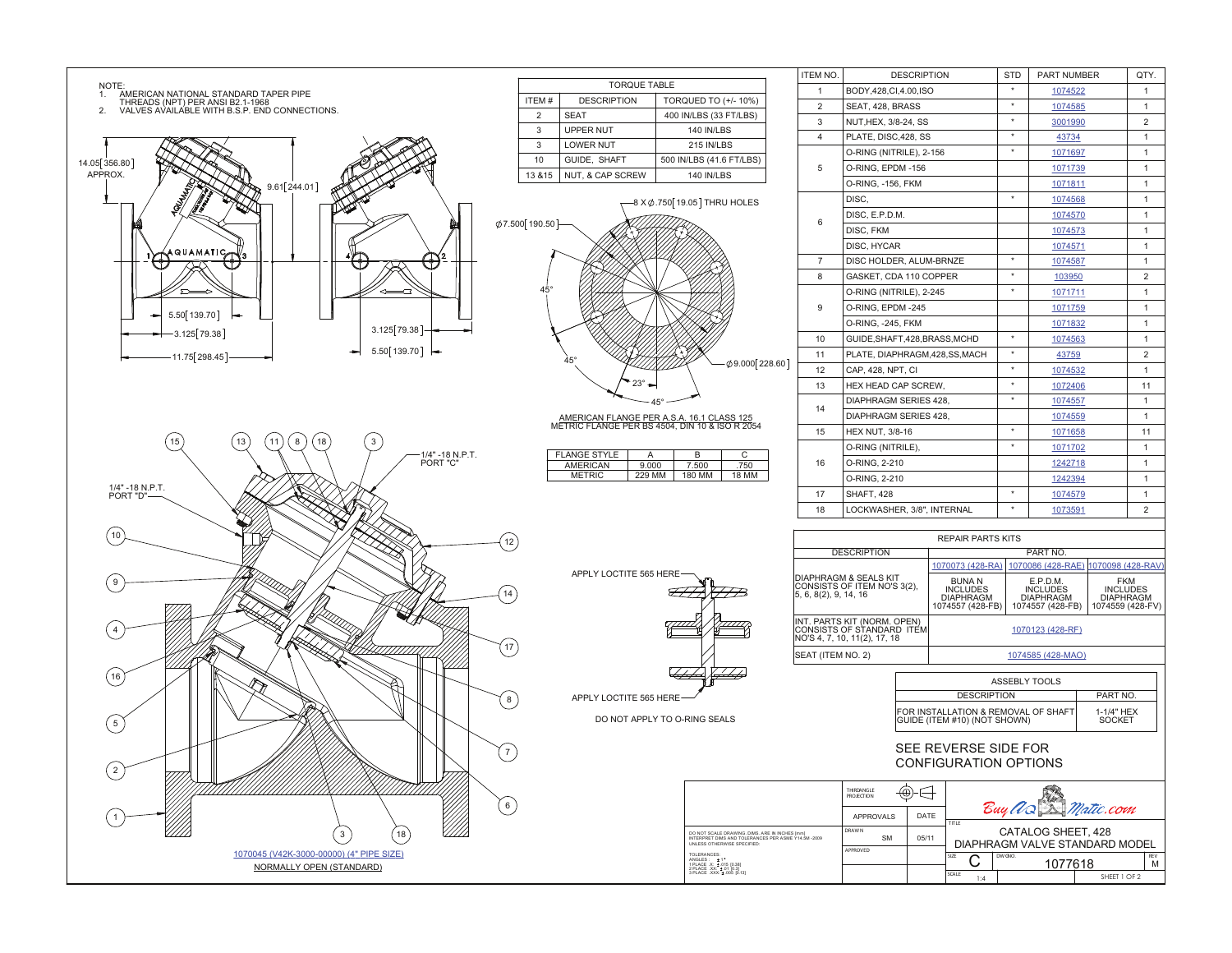NOTE:
1. AMERICAN NATIONAL STANDARD TAPER PIPE THREADS (NPT) PER ANSI B2.1-1968
2. VALVES AVAILABLE WITH B.S.P. END CONNECTIONS.

14.05[356.80] APPROX.
9.61[244.01]
5.50[139.70]
3.125[79.38]
11.75[298.45]
3.125[79.38]
5.50[139.70]

| TORQUE TABLE | | |
|---|---|---|
| ITEM # | DESCRIPTION | TORQUED TO (+/- 10%) |
| 2 | SEAT | 400 IN/LBS (33 FT/LBS) |
| 3 | UPPER NUT | 140 IN/LBS |
| 3 | LOWER NUT | 215 IN/LBS |
| 10 | GUIDE, SHAFT | 500 IN/LBS (41.6 FT/LBS) |
| 13 &15 | NUT, & CAP SCREW | 140 IN/LBS |

8 X ⌀.750[19.05] THRU HOLES
⌀7.500[190.50]
⌀9.000[228.60]
45°
45°
23°
45°

AMERICAN FLANGE PER A.S.A. 16.1 CLASS 125
METRIC FLANGE PER BS 4504, DIN 10 & ISO R 2054

| FLANGE STYLE | A | B | C |
|---|---|---|---|
| AMERICAN | 9.000 | 7.500 | .750 |
| METRIC | 229 MM | 180 MM | 18 MM |

| ITEM NO. | DESCRIPTION | STD | PART NUMBER | QTY. |
|---|---|---|---|---|
| 1 | BODY,428,CI,4.00,ISO | * | 1074522 | 1 |
| 2 | SEAT, 428, BRASS | * | 1074585 | 1 |
| 3 | NUT,HEX, 3/8-24, SS | * | 3001990 | 2 |
| 4 | PLATE, DISC,428, SS | * | 43734 | 1 |
| 5 | O-RING (NITRILE), 2-156 | * | 1071697 | 1 |
| | O-RING, EPDM -156 | | 1071739 | 1 |
| | O-RING, -156, FKM | | 1071811 | 1 |
| 6 | DISC, | * | 1074568 | 1 |
| | DISC, E.P.D.M. | | 1074570 | 1 |
| | DISC, FKM | | 1074573 | 1 |
| | DISC, HYCAR | | 1074571 | 1 |
| 7 | DISC HOLDER, ALUM-BRNZE | * | 1074587 | 1 |
| 8 | GASKET, CDA 110 COPPER | * | 103950 | 2 |
| 9 | O-RING (NITRILE), 2-245 | * | 1071711 | 1 |
| | O-RING, EPDM -245 | | 1071759 | 1 |
| | O-RING, -245, FKM | | 1071832 | 1 |
| 10 | GUIDE,SHAFT,428,BRASS,MCHD | * | 1074563 | 1 |
| 11 | PLATE, DIAPHRAGM,428,SS,MACH | * | 43759 | 2 |
| 12 | CAP, 428, NPT, CI | * | 1074532 | 1 |
| 13 | HEX HEAD CAP SCREW, | * | 1072406 | 11 |
| 14 | DIAPHRAGM SERIES 428, | * | 1074557 | 1 |
| | DIAPHRAGM SERIES 428, | | 1074559 | 1 |
| 15 | HEX NUT, 3/8-16 | * | 1071658 | 11 |
| 16 | O-RING (NITRILE), | * | 1071702 | 1 |
| | O-RING, 2-210 | | 1242718 | 1 |
| | O-RING, 2-210 | | 1242394 | 1 |
| 17 | SHAFT, 428 | * | 1074579 | 1 |
| 18 | LOCKWASHER, 3/8", INTERNAL | * | 1073591 | 2 |

| REPAIR PARTS KITS | | | |
|---|---|---|---|
| DESCRIPTION | PART NO. | | |
| | 1070073 (428-RA) | 1070086 (428-RAE) | 1070098 (428-RAV) |
| DIAPHRAGM & SEALS KIT CONSISTS OF ITEM NO'S 3(2), 5, 6, 8(2), 9, 14, 16 | BUNA N INCLUDES DIAPHRAGM 1074557 (428-FB) | E.P.D.M. INCLUDES DIAPHRAGM 1074557 (428-FB) | FKM INCLUDES DIAPHRAGM 1074559 (428-FV) |
| INT. PARTS KIT (NORM. OPEN) CONSISTS OF STANDARD ITEM NO'S 4, 7, 10, 11(2), 17, 18 | 1070123 (428-RF) | | |
| SEAT (ITEM NO. 2) | 1074585 (428-MAO) | | |

| ASSEBLY TOOLS | |
|---|---|
| DESCRIPTION | PART NO. |
| FOR INSTALLATION & REMOVAL OF SHAFT GUIDE (ITEM #10) (NOT SHOWN) | 1-1/4" HEX SOCKET |

1/4" -18 N.P.T. PORT "C"
1/4" -18 N.P.T. PORT "D"

APPLY LOCTITE 565 HERE
APPLY LOCTITE 565 HERE
DO NOT APPLY TO O-RING SEALS

1070045 (V42K-3000-00000) (4" PIPE SIZE)
NORMALLY OPEN (STANDARD)

SEE REVERSE SIDE FOR CONFIGURATION OPTIONS

DO NOT SCALE DRAWING. DIMS. ARE IN INCHES [mm]
INTERPRET DIMS AND TOLERANCES PER ASME Y14.5M -2009
UNLESS OTHERWISE SPECIFIED:

TOLERANCES:
ANGLES: ± 1°
1 PLACE .X ± .015 [0.38]
2 PLACE .XX ± .01 [0.3]
3 PLACE .XXX ± .005 [0.13]

THIRD ANGLE PROJECTION

| APPROVALS | DATE |
|---|---|
| DRAWN SM | 05/11 |
| APPROVED | |

BuyAquaMatic.com

TITLE: CATALOG SHEET, 428 DIAPHRAGM VALVE STANDARD MODEL

SIZE: C | DWG NO.: 1077618 | REV: M

SCALE: 1:4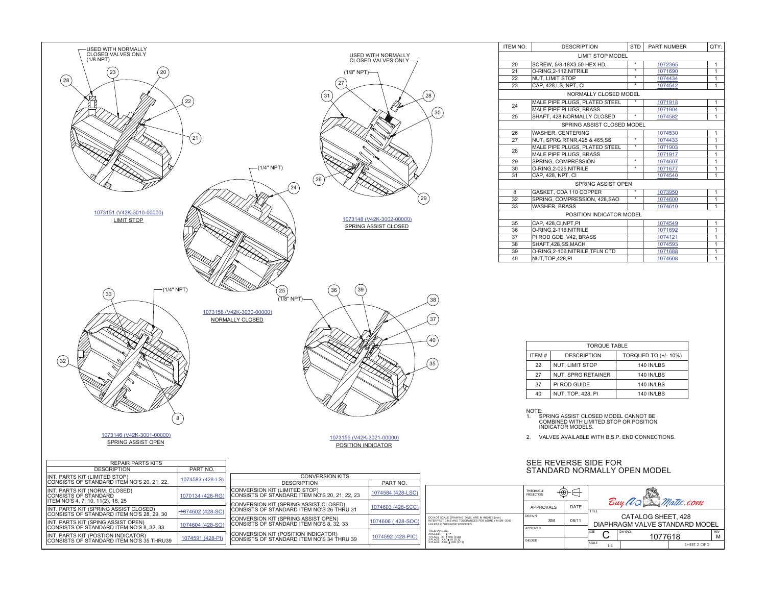USED WITH NORMALLY CLOSED VALVES ONLY (1/8 NPT)

1073151 (V42K-3010-00000)
LIMIT STOP

USED WITH NORMALLY CLOSED VALVES ONLY

(1/8" NPT)

1073148 (V42K-3002-00000)
SPRING ASSIST CLOSED

(1/4" NPT)

1073158 (V42K-3030-00000)
NORMALLY CLOSED

(1/4" NPT)

(1/8" NPT)

1073146 (V42K-3001-00000)
SPRING ASSIST OPEN

1073156 (V42K-3021-00000)
POSITION INDICATOR

| ITEM NO. | DESCRIPTION | STD | PART NUMBER | QTY. |
|---|---|---|---|---|
| | LIMIT STOP MODEL | | | |
| 20 | SCREW, 5/8-18X3.50 HEX HD, | * | 1072365 | 1 |
| 21 | O-RING,2-112,NITRILE | * | 1071690 | 1 |
| 22 | NUT, LIMIT STOP | * | 1074434 | 1 |
| 23 | CAP, 428,LS, NPT, CI | * | 1074542 | 1 |
| | NORMALLY CLOSED MODEL | | | |
| 24 | MALE PIPE PLUGS, PLATED STEEL | * | 1071918 | 1 |
| | MALE PIPE PLUGS, BRASS | | 1071904 | 1 |
| 25 | SHAFT, 428 NORMALLY CLOSED | * | 1074582 | 1 |
| | SPRING ASSIST CLOSED MODEL | | | |
| 26 | WASHER, CENTERING | | 1074530 | 1 |
| 27 | NUT, SPRG RTNR,425 & 465,SS | * | 1074433 | 1 |
| 28 | MALE PIPE PLUGS, PLATED STEEL | * | 1071903 | 1 |
| | MALE PIPE PLUGS, BRASS | | 1071917 | 1 |
| 29 | SPRING, COMPRESSION | * | 1074607 | 1 |
| 30 | O-RING,2-025,NITRILE | * | 1071677 | 1 |
| 31 | CAP, 428, NPT, CI | | 1074540 | 1 |
| | SPRING ASSIST OPEN | | | |
| 8 | GASKET, CDA 110 COPPER | * | 1073950 | 1 |
| 32 | SPRING, COMPRESSION, 428,SAO | * | 1074600 | 1 |
| 33 | WASHER, BRASS | | 1074610 | 1 |
| | POSITION INDICATOR MODEL | | | |
| 35 | CAP, 428,CI,NPT,PI | | 1074549 | 1 |
| 36 | O-RING,2-116,NITRILE | | 1071692 | 1 |
| 37 | PI ROD GDE, V42, BRASS | | 1074121 | 1 |
| 38 | SHAFT,428,SS,MACH | | 1074593 | 1 |
| 39 | O-RING,2-106,NITRILE,TFLN CTD | | 1071688 | 1 |
| 40 | NUT,TOP,428,PI | | 1074608 | 1 |

| TORQUE TABLE | | |
|---|---|---|
| ITEM # | DESCRIPTION | TORQUED TO (+/- 10%) |
| 22 | NUT, LIMIT STOP | 140 IN/LBS |
| 27 | NUT, SPRG RETAINER | 140 IN/LBS |
| 37 | PI ROD GUIDE | 140 IN/LBS |
| 40 | NUT, TOP, 428, PI | 140 IN/LBS |

NOTE:
1. SPRING ASSIST CLOSED MODEL CANNOT BE COMBINED WITH LIMITED STOP OR POSITION INDICATOR MODELS.
2. VALVES AVAILABLE WITH B.S.P. END CONNECTIONS.

SEE REVERSE SIDE FOR STANDARD NORMALLY OPEN MODEL

| REPAIR PARTS KITS | |
|---|---|
| DESCRIPTION | PART NO. |
| INT. PARTS KIT (LIMITED STOP) CONSISTS OF STANDARD ITEM NO'S 20, 21, 22, | 1074583 (428-LS) |
| INT. PARTS KIT (NORM. CLOSED) CONSISTS OF STANDARD ITEM NO'S 4, 7, 10, 11(2), 18, 25 | 1070134 (428-RG) |
| INT. PARTS KIT (SPRING ASSIST CLOSED) CONSISTS OF STANDARD ITEM NO'S 28, 29, 30 | ~~1074602~~ (428-SC) |
| INT. PARTS KIT (SPING ASSIST OPEN) CONSISTS OF STANDARD ITEM NO'S 8, 32, 33 | 1074604 (428-SO) |
| INT. PARTS KIT (POSTION INDICATOR) CONSISTS OF STANDARD ITEM NO'S 35 THRU39 | 1074591 (428-PI) |

| CONVERSION KITS | |
|---|---|
| DESCRIPTION | PART NO. |
| CONVERSION KIT (LIMITED STOP) CONSISTS OF STANDARD ITEM NO'S 20, 21, 22, 23 | 1074584 (428-LSC) |
| CONVERSION KIT (SPRING ASSIST CLOSED) CONSISTS OF STANDARD ITEM NO'S 26 THRU 31 | 1074603 (428-SCC) |
| CONVERSION KIT (SPRING ASSIST OPEN) CONSISTS OF STANDARD ITEM NO'S 8, 32, 33 | 1074606 ( 428-SOC) |
| CONVERSION KIT (POSITION INDICATOR) CONSISTS OF STANDARD ITEM NO'S 34 THRU 39 | 1074592 (428-PIC) |

DO NOT SCALE DRAWING. DIMS. ARE IN INCHES [mm]. INTERPRET DIMS AND TOLERANCES PER ASME Y14.5M -2009 UNLESS OTHERWISE SPECIFIED.

TOLERANCES:
ANGLES: ± 1°
1 PLACE .X: ± .015 [0.38]
2 PLACE .XX: ± .01 [0.3]
3 PLACE .XXX: ± .005 [0.13]

THIRD ANGLE PROJECTION

| APPROVALS | DATE |
|---|---|
| DRAWN SM | 05/11 |
| APPROVED | |
| CHECKED | |

BuyAutoMatic.com

TITLE: CATALOG SHEET, 428 DIAPHRAGM VALVE STANDARD MODEL

SIZE: C — DWG NO.: 1077618 — REV: M

SCALE: 1:4 — SHEET 2 OF 2